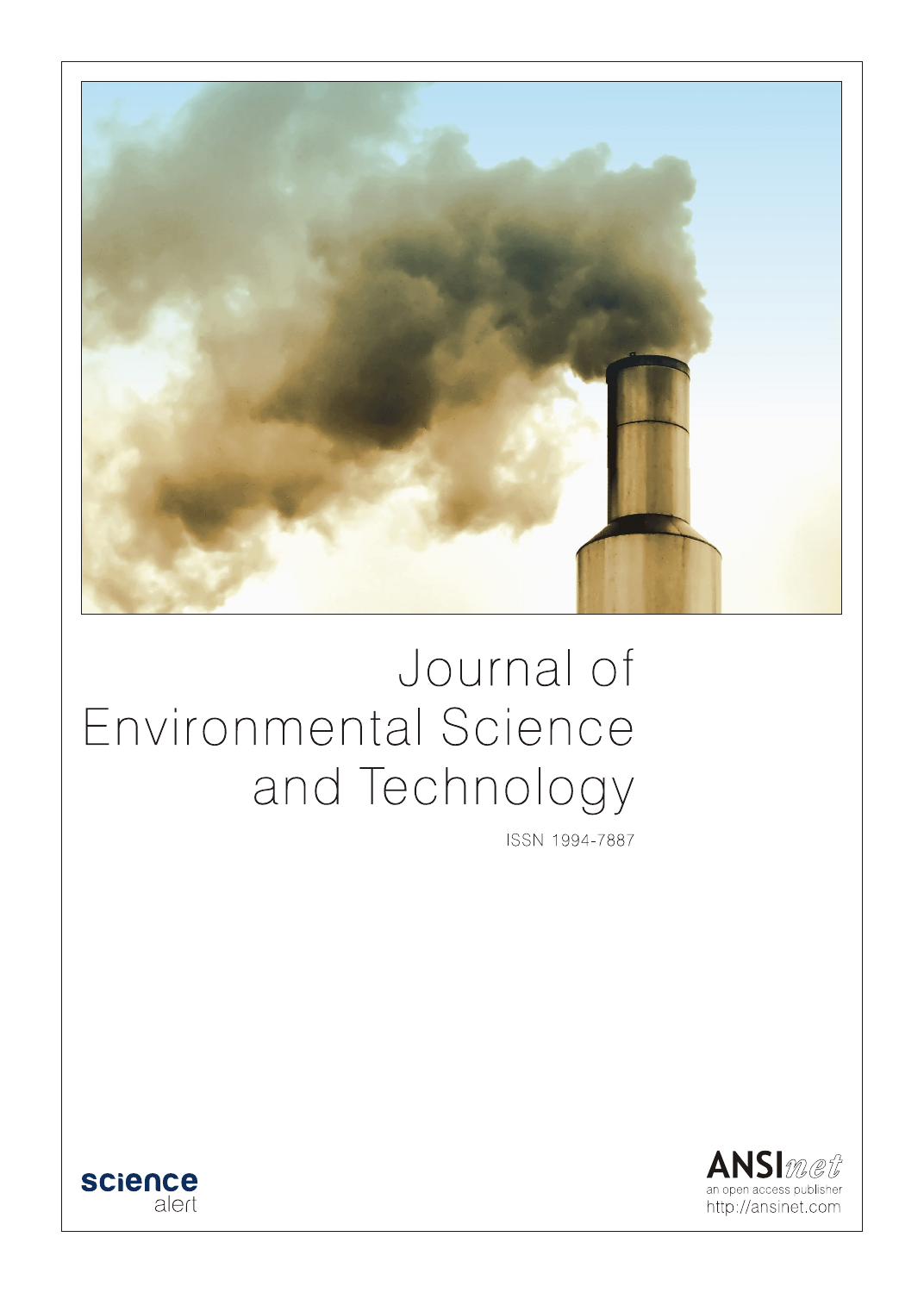# Journal of Environmental Science and Technology

ISSN 1994-7887

science alert

ANSInet
an open access publisher
http://ansinet.com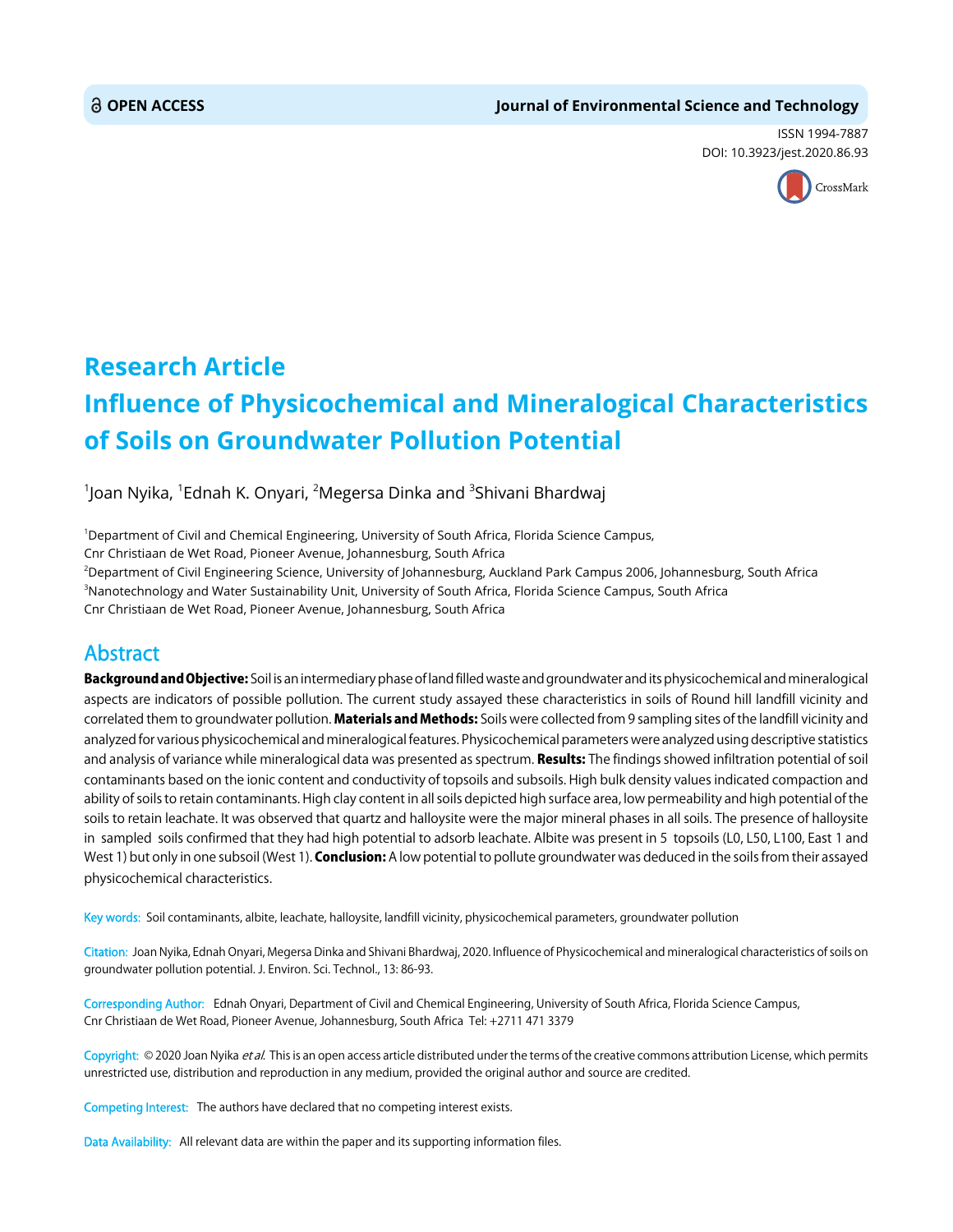**OPEN ACCESS** | **Journal of Environmental Science and Technology**

ISSN 1994-7887
DOI: 10.3923/jest.2020.86.93

# Research Article
# Influence of Physicochemical and Mineralogical Characteristics of Soils on Groundwater Pollution Potential

[1]Joan Nyika, [1]Ednah K. Onyari, [2]Megersa Dinka and [3]Shivani Bhardwaj

[1]Department of Civil and Chemical Engineering, University of South Africa, Florida Science Campus, Cnr Christiaan de Wet Road, Pioneer Avenue, Johannesburg, South Africa
[2]Department of Civil Engineering Science, University of Johannesburg, Auckland Park Campus 2006, Johannesburg, South Africa
[3]Nanotechnology and Water Sustainability Unit, University of South Africa, Florida Science Campus, South Africa Cnr Christiaan de Wet Road, Pioneer Avenue, Johannesburg, South Africa

## Abstract

**Background and Objective:** Soil is an intermediary phase of land filled waste and groundwater and its physicochemical and mineralogical aspects are indicators of possible pollution. The current study assayed these characteristics in soils of Round hill landfill vicinity and correlated them to groundwater pollution. **Materials and Methods:** Soils were collected from 9 sampling sites of the landfill vicinity and analyzed for various physicochemical and mineralogical features. Physicochemical parameters were analyzed using descriptive statistics and analysis of variance while mineralogical data was presented as spectrum. **Results:** The findings showed infiltration potential of soil contaminants based on the ionic content and conductivity of topsoils and subsoils. High bulk density values indicated compaction and ability of soils to retain contaminants. High clay content in all soils depicted high surface area, low permeability and high potential of the soils to retain leachate. It was observed that quartz and halloysite were the major mineral phases in all soils. The presence of halloysite in sampled soils confirmed that they had high potential to adsorb leachate. Albite was present in 5 topsoils (L0, L50, L100, East 1 and West 1) but only in one subsoil (West 1). **Conclusion:** A low potential to pollute groundwater was deduced in the soils from their assayed physicochemical characteristics.

**Key words:** Soil contaminants, albite, leachate, halloysite, landfill vicinity, physicochemical parameters, groundwater pollution

**Citation:** Joan Nyika, Ednah Onyari, Megersa Dinka and Shivani Bhardwaj, 2020. Influence of Physicochemical and mineralogical characteristics of soils on groundwater pollution potential. J. Environ. Sci. Technol., 13: 86-93.

**Corresponding Author:** Ednah Onyari, Department of Civil and Chemical Engineering, University of South Africa, Florida Science Campus, Cnr Christiaan de Wet Road, Pioneer Avenue, Johannesburg, South Africa Tel: +2711 471 3379

**Copyright:** © 2020 Joan Nyika *et al.* This is an open access article distributed under the terms of the creative commons attribution License, which permits unrestricted use, distribution and reproduction in any medium, provided the original author and source are credited.

**Competing Interest:** The authors have declared that no competing interest exists.

**Data Availability:** All relevant data are within the paper and its supporting information files.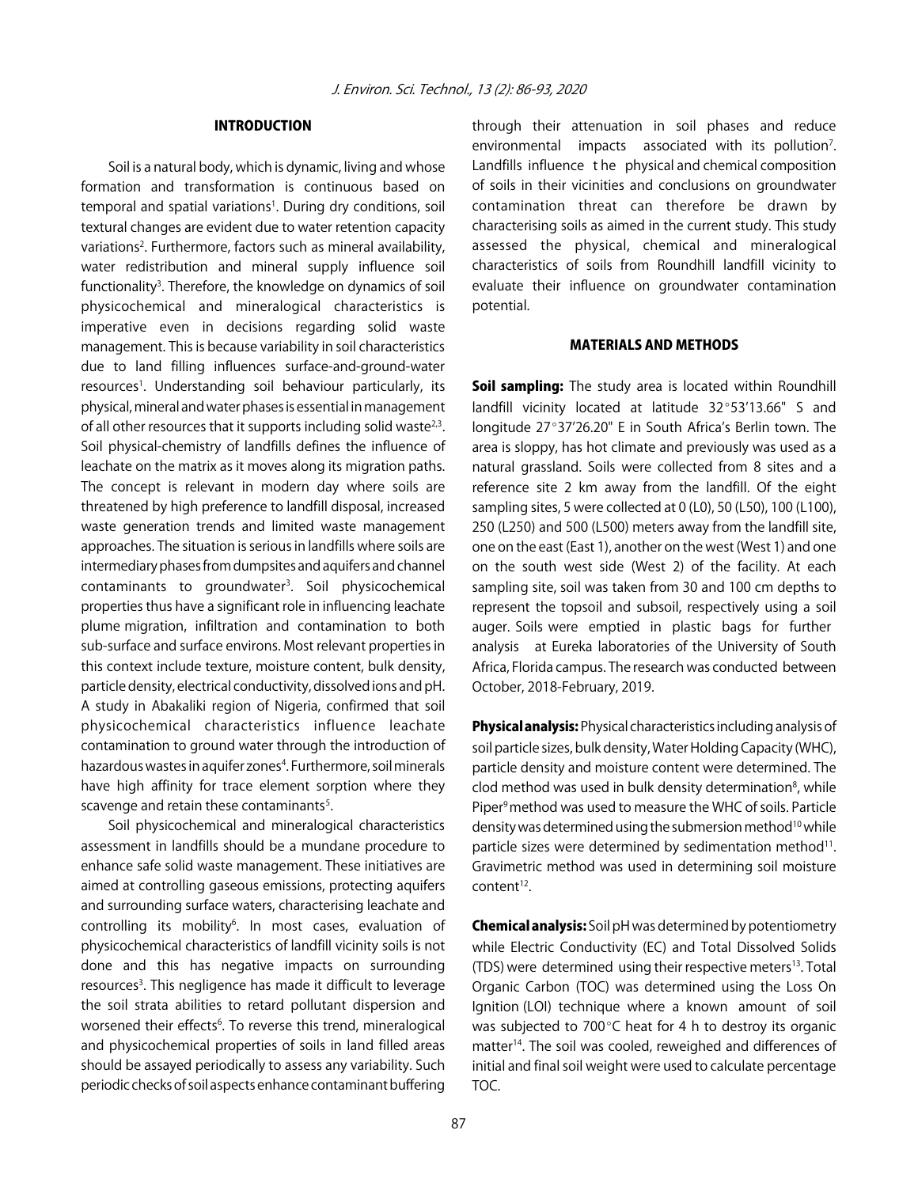## INTRODUCTION

Soil is a natural body, which is dynamic, living and whose formation and transformation is continuous based on temporal and spatial variations[1]. During dry conditions, soil textural changes are evident due to water retention capacity variations[2]. Furthermore, factors such as mineral availability, water redistribution and mineral supply influence soil functionality[3]. Therefore, the knowledge on dynamics of soil physicochemical and mineralogical characteristics is imperative even in decisions regarding solid waste management. This is because variability in soil characteristics due to land filling influences surface-and-ground-water resources[1]. Understanding soil behaviour particularly, its physical, mineral and water phases is essential in management of all other resources that it supports including solid waste[2,3]. Soil physical-chemistry of landfills defines the influence of leachate on the matrix as it moves along its migration paths. The concept is relevant in modern day where soils are threatened by high preference to landfill disposal, increased waste generation trends and limited waste management approaches. The situation is serious in landfills where soils are intermediary phases from dumpsites and aquifers and channel contaminants to groundwater[3]. Soil physicochemical properties thus have a significant role in influencing leachate plume migration, infiltration and contamination to both sub-surface and surface environs. Most relevant properties in this context include texture, moisture content, bulk density, particle density, electrical conductivity, dissolved ions and pH. A study in Abakaliki region of Nigeria, confirmed that soil physicochemical characteristics influence leachate contamination to ground water through the introduction of hazardous wastes in aquifer zones[4]. Furthermore, soil minerals have high affinity for trace element sorption where they scavenge and retain these contaminants[5].

Soil physicochemical and mineralogical characteristics assessment in landfills should be a mundane procedure to enhance safe solid waste management. These initiatives are aimed at controlling gaseous emissions, protecting aquifers and surrounding surface waters, characterising leachate and controlling its mobility[6]. In most cases, evaluation of physicochemical characteristics of landfill vicinity soils is not done and this has negative impacts on surrounding resources[3]. This negligence has made it difficult to leverage the soil strata abilities to retard pollutant dispersion and worsened their effects[6]. To reverse this trend, mineralogical and physicochemical properties of soils in land filled areas should be assayed periodically to assess any variability. Such periodic checks of soil aspects enhance contaminant buffering through their attenuation in soil phases and reduce environmental impacts associated with its pollution[7]. Landfills influence the physical and chemical composition of soils in their vicinities and conclusions on groundwater contamination threat can therefore be drawn by characterising soils as aimed in the current study. This study assessed the physical, chemical and mineralogical characteristics of soils from Roundhill landfill vicinity to evaluate their influence on groundwater contamination potential.

## MATERIALS AND METHODS

**Soil sampling:** The study area is located within Roundhill landfill vicinity located at latitude 32°53'13.66" S and longitude 27°37'26.20" E in South Africa's Berlin town. The area is sloppy, has hot climate and previously was used as a natural grassland. Soils were collected from 8 sites and a reference site 2 km away from the landfill. Of the eight sampling sites, 5 were collected at 0 (L0), 50 (L50), 100 (L100), 250 (L250) and 500 (L500) meters away from the landfill site, one on the east (East 1), another on the west (West 1) and one on the south west side (West 2) of the facility. At each sampling site, soil was taken from 30 and 100 cm depths to represent the topsoil and subsoil, respectively using a soil auger. Soils were emptied in plastic bags for further analysis at Eureka laboratories of the University of South Africa, Florida campus. The research was conducted between October, 2018-February, 2019.

**Physical analysis:** Physical characteristics including analysis of soil particle sizes, bulk density, Water Holding Capacity (WHC), particle density and moisture content were determined. The clod method was used in bulk density determination[8], while Piper[9] method was used to measure the WHC of soils. Particle density was determined using the submersion method[10] while particle sizes were determined by sedimentation method[11]. Gravimetric method was used in determining soil moisture content[12].

**Chemical analysis:** Soil pH was determined by potentiometry while Electric Conductivity (EC) and Total Dissolved Solids (TDS) were determined using their respective meters[13]. Total Organic Carbon (TOC) was determined using the Loss On Ignition (LOI) technique where a known amount of soil was subjected to 700°C heat for 4 h to destroy its organic matter[14]. The soil was cooled, reweighed and differences of initial and final soil weight were used to calculate percentage TOC.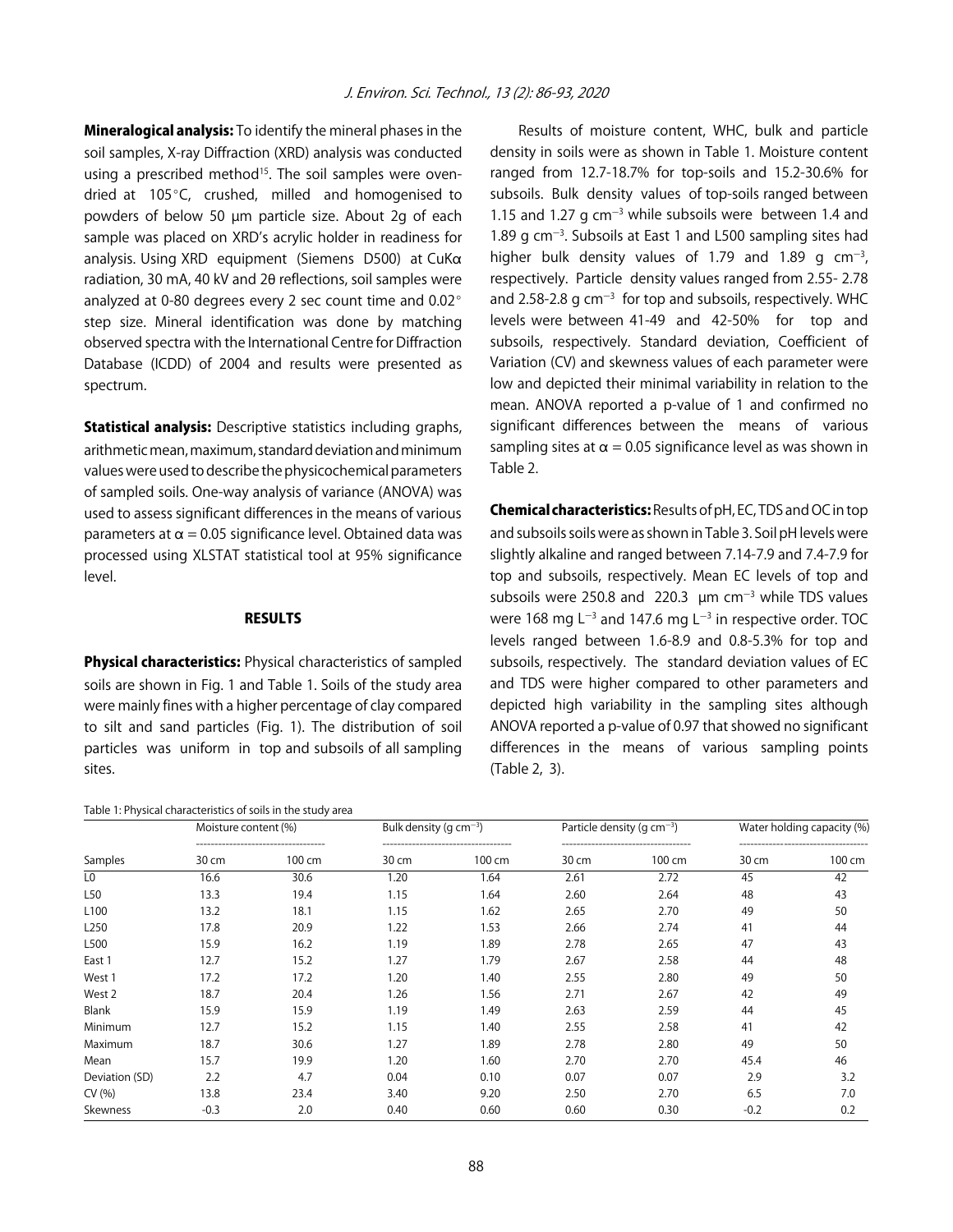**Mineralogical analysis:** To identify the mineral phases in the soil samples, X-ray Diffraction (XRD) analysis was conducted using a prescribed method[15]. The soil samples were oven-dried at 105°C, crushed, milled and homogenised to powders of below 50 µm particle size. About 2g of each sample was placed on XRD's acrylic holder in readiness for analysis. Using XRD equipment (Siemens D500) at CuKα radiation, 30 mA, 40 kV and 2θ reflections, soil samples were analyzed at 0-80 degrees every 2 sec count time and 0.02° step size. Mineral identification was done by matching observed spectra with the International Centre for Diffraction Database (ICDD) of 2004 and results were presented as spectrum.

**Statistical analysis:** Descriptive statistics including graphs, arithmetic mean, maximum, standard deviation and minimum values were used to describe the physicochemical parameters of sampled soils. One-way analysis of variance (ANOVA) was used to assess significant differences in the means of various parameters at $\alpha = 0.05$ significance level. Obtained data was processed using XLSTAT statistical tool at 95% significance level.

## RESULTS

**Physical characteristics:** Physical characteristics of sampled soils are shown in Fig. 1 and Table 1. Soils of the study area were mainly fines with a higher percentage of clay compared to silt and sand particles (Fig. 1). The distribution of soil particles was uniform in top and subsoils of all sampling sites.

Results of moisture content, WHC, bulk and particle density in soils were as shown in Table 1. Moisture content ranged from 12.7-18.7% for top-soils and 15.2-30.6% for subsoils. Bulk density values of top-soils ranged between 1.15 and 1.27 g cm$^{-3}$ while subsoils were between 1.4 and 1.89 g cm$^{-3}$. Subsoils at East 1 and L500 sampling sites had higher bulk density values of 1.79 and 1.89 g cm$^{-3}$, respectively. Particle density values ranged from 2.55- 2.78 and 2.58-2.8 g cm$^{-3}$ for top and subsoils, respectively. WHC levels were between 41-49 and 42-50% for top and subsoils, respectively. Standard deviation, Coefficient of Variation (CV) and skewness values of each parameter were low and depicted their minimal variability in relation to the mean. ANOVA reported a p-value of 1 and confirmed no significant differences between the means of various sampling sites at $\alpha = 0.05$ significance level as was shown in Table 2.

**Chemical characteristics:** Results of pH, EC, TDS and OC in top and subsoils soils were as shown in Table 3. Soil pH levels were slightly alkaline and ranged between 7.14-7.9 and 7.4-7.9 for top and subsoils, respectively. Mean EC levels of top and subsoils were 250.8 and 220.3 µm cm$^{-3}$ while TDS values were 168 mg L$^{-3}$ and 147.6 mg L$^{-3}$ in respective order. TOC levels ranged between 1.6-8.9 and 0.8-5.3% for top and subsoils, respectively. The standard deviation values of EC and TDS were higher compared to other parameters and depicted high variability in the sampling sites although ANOVA reported a p-value of 0.97 that showed no significant differences in the means of various sampling points (Table 2, 3).

Table 1: Physical characteristics of soils in the study area

| | Moisture content (%) | | Bulk density (g cm$^{-3}$) | | Particle density (g cm$^{-3}$) | | Water holding capacity (%) | |
|---|---|---|---|---|---|---|---|---|
| Samples | 30 cm | 100 cm | 30 cm | 100 cm | 30 cm | 100 cm | 30 cm | 100 cm |
| L0 | 16.6 | 30.6 | 1.20 | 1.64 | 2.61 | 2.72 | 45 | 42 |
| L50 | 13.3 | 19.4 | 1.15 | 1.64 | 2.60 | 2.64 | 48 | 43 |
| L100 | 13.2 | 18.1 | 1.15 | 1.62 | 2.65 | 2.70 | 49 | 50 |
| L250 | 17.8 | 20.9 | 1.22 | 1.53 | 2.66 | 2.74 | 41 | 44 |
| L500 | 15.9 | 16.2 | 1.19 | 1.89 | 2.78 | 2.65 | 47 | 43 |
| East 1 | 12.7 | 15.2 | 1.27 | 1.79 | 2.67 | 2.58 | 44 | 48 |
| West 1 | 17.2 | 17.2 | 1.20 | 1.40 | 2.55 | 2.80 | 49 | 50 |
| West 2 | 18.7 | 20.4 | 1.26 | 1.56 | 2.71 | 2.67 | 42 | 49 |
| Blank | 15.9 | 15.9 | 1.19 | 1.49 | 2.63 | 2.59 | 44 | 45 |
| Minimum | 12.7 | 15.2 | 1.15 | 1.40 | 2.55 | 2.58 | 41 | 42 |
| Maximum | 18.7 | 30.6 | 1.27 | 1.89 | 2.78 | 2.80 | 49 | 50 |
| Mean | 15.7 | 19.9 | 1.20 | 1.60 | 2.70 | 2.70 | 45.4 | 46 |
| Deviation (SD) | 2.2 | 4.7 | 0.04 | 0.10 | 0.07 | 0.07 | 2.9 | 3.2 |
| CV (%) | 13.8 | 23.4 | 3.40 | 9.20 | 2.50 | 2.70 | 6.5 | 7.0 |
| Skewness | -0.3 | 2.0 | 0.40 | 0.60 | 0.60 | 0.30 | -0.2 | 0.2 |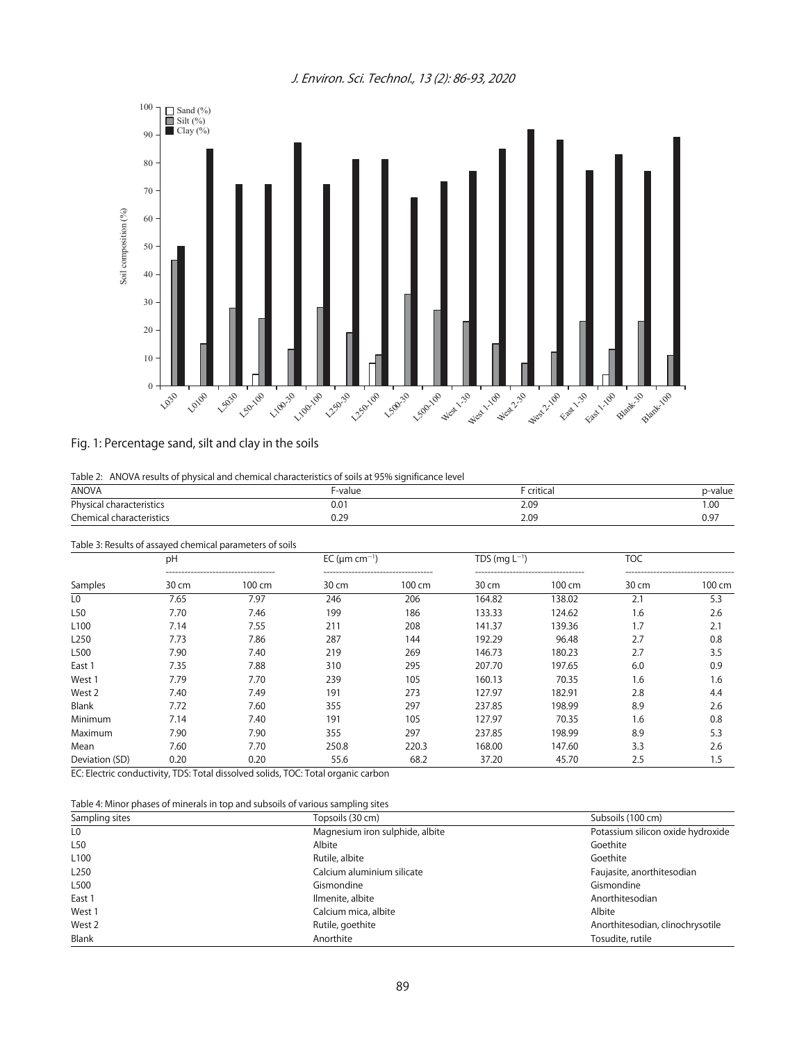Fig. 1: Percentage sand, silt and clay in the soils

Table 2: ANOVA results of physical and chemical characteristics of soils at 95% significance level

| ANOVA | F-value | F critical | p-value |
|---|---|---|---|
| Physical characteristics | 0.01 | 2.09 | 1.00 |
| Chemical characteristics | 0.29 | 2.09 | 0.97 |

Table 3: Results of assayed chemical parameters of soils

| | pH | | EC (μm $cm^{-1}$) | | TDS (mg $L^{-1}$) | | TOC | |
|---|---|---|---|---|---|---|---|---|
| Samples | 30 cm | 100 cm | 30 cm | 100 cm | 30 cm | 100 cm | 30 cm | 100 cm |
| L0 | 7.65 | 7.97 | 246 | 206 | 164.82 | 138.02 | 2.1 | 5.3 |
| L50 | 7.70 | 7.46 | 199 | 186 | 133.33 | 124.62 | 1.6 | 2.6 |
| L100 | 7.14 | 7.55 | 211 | 208 | 141.37 | 139.36 | 1.7 | 2.1 |
| L250 | 7.73 | 7.86 | 287 | 144 | 192.29 | 96.48 | 2.7 | 0.8 |
| L500 | 7.90 | 7.40 | 219 | 269 | 146.73 | 180.23 | 2.7 | 3.5 |
| East 1 | 7.35 | 7.88 | 310 | 295 | 207.70 | 197.65 | 6.0 | 0.9 |
| West 1 | 7.79 | 7.70 | 239 | 105 | 160.13 | 70.35 | 1.6 | 1.6 |
| West 2 | 7.40 | 7.49 | 191 | 273 | 127.97 | 182.91 | 2.8 | 4.4 |
| Blank | 7.72 | 7.60 | 355 | 297 | 237.85 | 198.99 | 8.9 | 2.6 |
| Minimum | 7.14 | 7.40 | 191 | 105 | 127.97 | 70.35 | 1.6 | 0.8 |
| Maximum | 7.90 | 7.90 | 355 | 297 | 237.85 | 198.99 | 8.9 | 5.3 |
| Mean | 7.60 | 7.70 | 250.8 | 220.3 | 168.00 | 147.60 | 3.3 | 2.6 |
| Deviation (SD) | 0.20 | 0.20 | 55.6 | 68.2 | 37.20 | 45.70 | 2.5 | 1.5 |

EC: Electric conductivity, TDS: Total dissolved solids, TOC: Total organic carbon

Table 4: Minor phases of minerals in top and subsoils of various sampling sites

| Sampling sites | Topsoils (30 cm) | Subsoils (100 cm) |
|---|---|---|
| L0 | Magnesium iron sulphide, albite | Potassium silicon oxide hydroxide |
| L50 | Albite | Goethite |
| L100 | Rutile, albite | Goethite |
| L250 | Calcium aluminium silicate | Faujasite, anorthitesodian |
| L500 | Gismondine | Gismondine |
| East 1 | Ilmenite, albite | Anorthitesodian |
| West 1 | Calcium mica, albite | Albite |
| West 2 | Rutile, goethite | Anorthitesodian, clinochrysotile |
| Blank | Anorthite | Tosudite, rutile |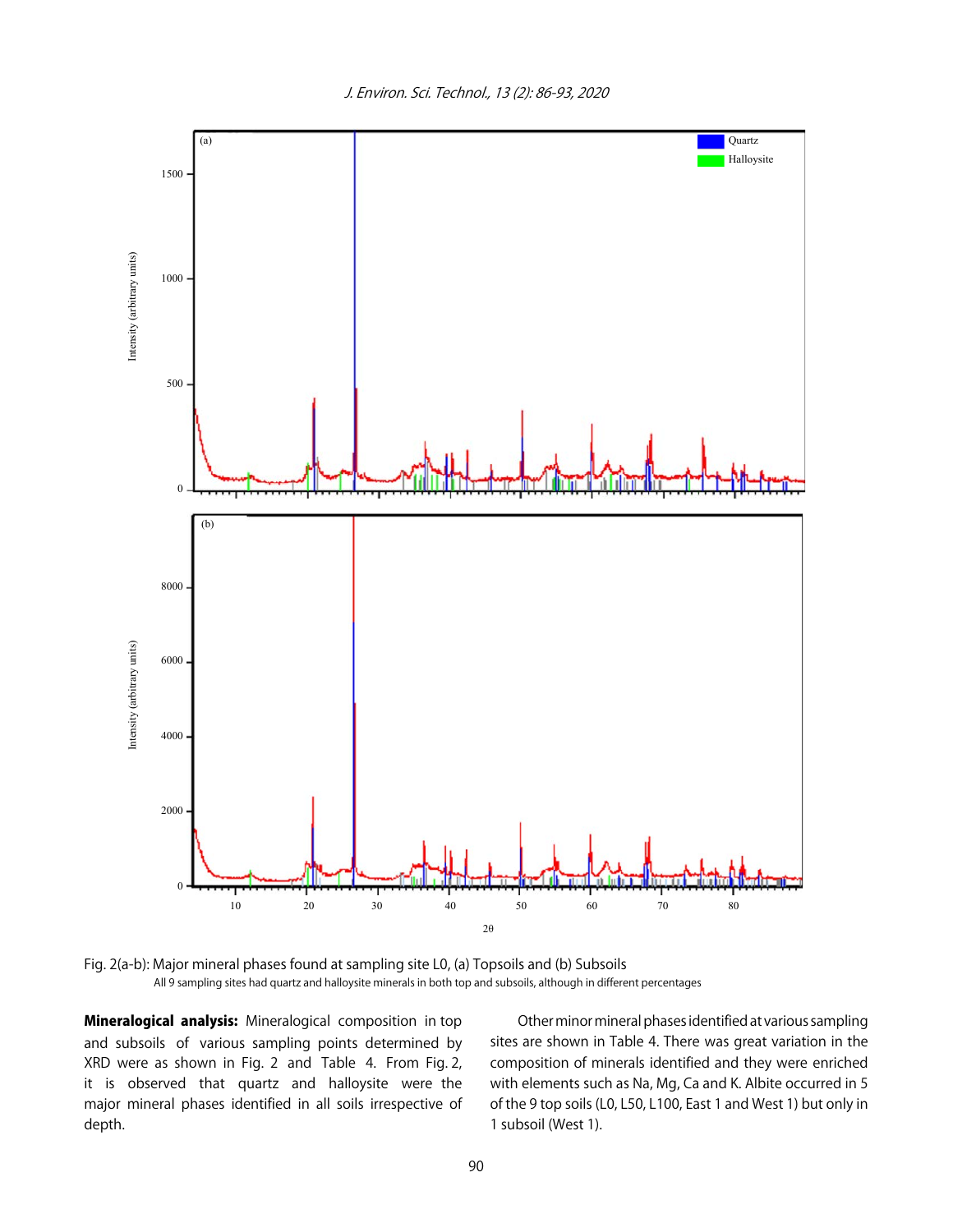Fig. 2(a-b): Major mineral phases found at sampling site L0, (a) Topsoils and (b) Subsoils

All 9 sampling sites had quartz and halloysite minerals in both top and subsoils, although in different percentages

**Mineralogical analysis:** Mineralogical composition in top and subsoils of various sampling points determined by XRD were as shown in Fig. 2 and Table 4. From Fig. 2, it is observed that quartz and halloysite were the major mineral phases identified in all soils irrespective of depth.

Other minor mineral phases identified at various sampling sites are shown in Table 4. There was great variation in the composition of minerals identified and they were enriched with elements such as Na, Mg, Ca and K. Albite occurred in 5 of the 9 top soils (L0, L50, L100, East 1 and West 1) but only in 1 subsoil (West 1).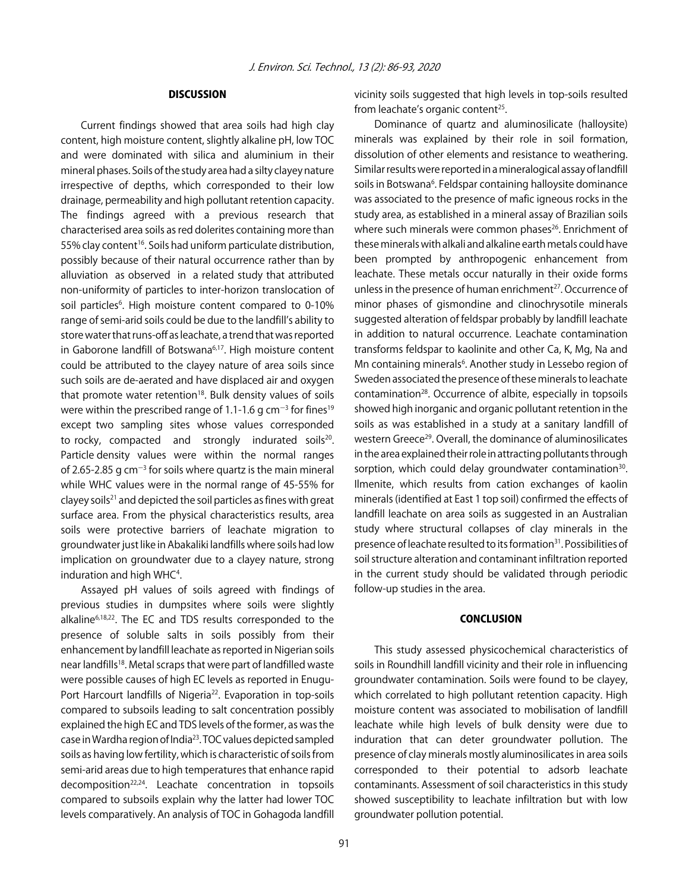## DISCUSSION

Current findings showed that area soils had high clay content, high moisture content, slightly alkaline pH, low TOC and were dominated with silica and aluminium in their mineral phases. Soils of the study area had a silty clayey nature irrespective of depths, which corresponded to their low drainage, permeability and high pollutant retention capacity. The findings agreed with a previous research that characterised area soils as red dolerites containing more than 55% clay content[16]. Soils had uniform particulate distribution, possibly because of their natural occurrence rather than by alluviation as observed in a related study that attributed non-uniformity of particles to inter-horizon translocation of soil particles[6]. High moisture content compared to 0-10% range of semi-arid soils could be due to the landfill's ability to store water that runs-off as leachate, a trend that was reported in Gaborone landfill of Botswana[6,17]. High moisture content could be attributed to the clayey nature of area soils since such soils are de-aerated and have displaced air and oxygen that promote water retention[18]. Bulk density values of soils were within the prescribed range of 1.1-1.6 g $cm^{-3}$ for fines[19] except two sampling sites whose values corresponded to rocky, compacted and strongly indurated soils[20]. Particle density values were within the normal ranges of 2.65-2.85 g $cm^{-3}$ for soils where quartz is the main mineral while WHC values were in the normal range of 45-55% for clayey soils[21] and depicted the soil particles as fines with great surface area. From the physical characteristics results, area soils were protective barriers of leachate migration to groundwater just like in Abakaliki landfills where soils had low implication on groundwater due to a clayey nature, strong induration and high WHC[4].

Assayed pH values of soils agreed with findings of previous studies in dumpsites where soils were slightly alkaline[6,18,22]. The EC and TDS results corresponded to the presence of soluble salts in soils possibly from their enhancement by landfill leachate as reported in Nigerian soils near landfills[18]. Metal scraps that were part of landfilled waste were possible causes of high EC levels as reported in Enugu-Port Harcourt landfills of Nigeria[22]. Evaporation in top-soils compared to subsoils leading to salt concentration possibly explained the high EC and TDS levels of the former, as was the case in Wardha region of India[23]. TOC values depicted sampled soils as having low fertility, which is characteristic of soils from semi-arid areas due to high temperatures that enhance rapid decomposition[22,24]. Leachate concentration in topsoils compared to subsoils explain why the latter had lower TOC levels comparatively. An analysis of TOC in Gohagoda landfill vicinity soils suggested that high levels in top-soils resulted from leachate's organic content[25].

Dominance of quartz and aluminosilicate (halloysite) minerals was explained by their role in soil formation, dissolution of other elements and resistance to weathering. Similar results were reported in a mineralogical assay of landfill soils in Botswana[6]. Feldspar containing halloysite dominance was associated to the presence of mafic igneous rocks in the study area, as established in a mineral assay of Brazilian soils where such minerals were common phases[26]. Enrichment of these minerals with alkali and alkaline earth metals could have been prompted by anthropogenic enhancement from leachate. These metals occur naturally in their oxide forms unless in the presence of human enrichment[27]. Occurrence of minor phases of gismondine and clinochrysotile minerals suggested alteration of feldspar probably by landfill leachate in addition to natural occurrence. Leachate contamination transforms feldspar to kaolinite and other Ca, K, Mg, Na and Mn containing minerals[6]. Another study in Lessebo region of Sweden associated the presence of these minerals to leachate contamination[28]. Occurrence of albite, especially in topsoils showed high inorganic and organic pollutant retention in the soils as was established in a study at a sanitary landfill of western Greece[29]. Overall, the dominance of aluminosilicates in the area explained their role in attracting pollutants through sorption, which could delay groundwater contamination[30]. Ilmenite, which results from cation exchanges of kaolin minerals (identified at East 1 top soil) confirmed the effects of landfill leachate on area soils as suggested in an Australian study where structural collapses of clay minerals in the presence of leachate resulted to its formation[31]. Possibilities of soil structure alteration and contaminant infiltration reported in the current study should be validated through periodic follow-up studies in the area.

## CONCLUSION

This study assessed physicochemical characteristics of soils in Roundhill landfill vicinity and their role in influencing groundwater contamination. Soils were found to be clayey, which correlated to high pollutant retention capacity. High moisture content was associated to mobilisation of landfill leachate while high levels of bulk density were due to induration that can deter groundwater pollution. The presence of clay minerals mostly aluminosilicates in area soils corresponded to their potential to adsorb leachate contaminants. Assessment of soil characteristics in this study showed susceptibility to leachate infiltration but with low groundwater pollution potential.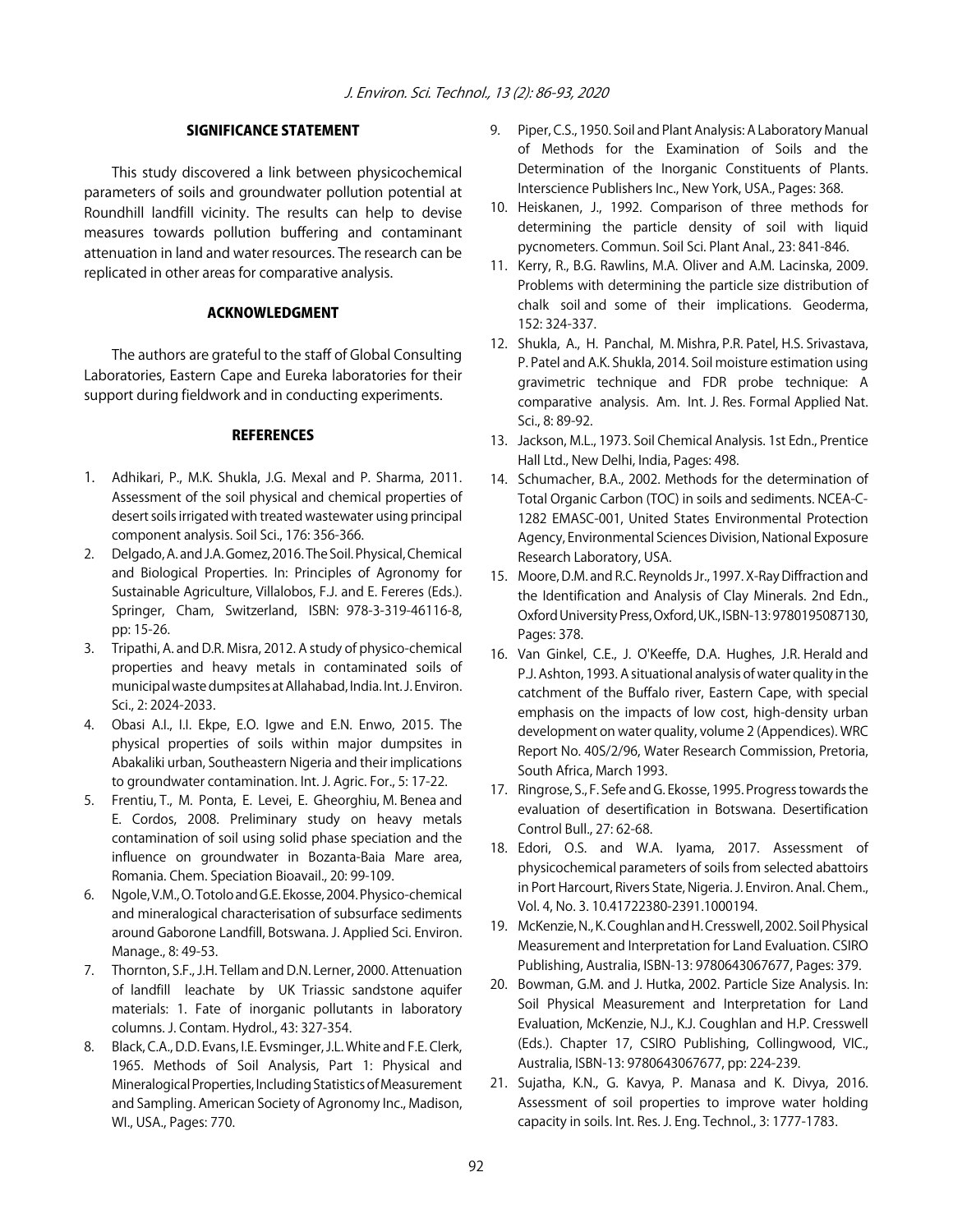## SIGNIFICANCE STATEMENT

This study discovered a link between physicochemical parameters of soils and groundwater pollution potential at Roundhill landfill vicinity. The results can help to devise measures towards pollution buffering and contaminant attenuation in land and water resources. The research can be replicated in other areas for comparative analysis.

## ACKNOWLEDGMENT

The authors are grateful to the staff of Global Consulting Laboratories, Eastern Cape and Eureka laboratories for their support during fieldwork and in conducting experiments.

## REFERENCES

1. Adhikari, P., M.K. Shukla, J.G. Mexal and P. Sharma, 2011. Assessment of the soil physical and chemical properties of desert soils irrigated with treated wastewater using principal component analysis. Soil Sci., 176: 356-366.
2. Delgado, A. and J.A. Gomez, 2016. The Soil. Physical, Chemical and Biological Properties. In: Principles of Agronomy for Sustainable Agriculture, Villalobos, F.J. and E. Fereres (Eds.). Springer, Cham, Switzerland, ISBN: 978-3-319-46116-8, pp: 15-26.
3. Tripathi, A. and D.R. Misra, 2012. A study of physico-chemical properties and heavy metals in contaminated soils of municipal waste dumpsites at Allahabad, India. Int. J. Environ. Sci., 2: 2024-2033.
4. Obasi A.I., I.I. Ekpe, E.O. Igwe and E.N. Enwo, 2015. The physical properties of soils within major dumpsites in Abakaliki urban, Southeastern Nigeria and their implications to groundwater contamination. Int. J. Agric. For., 5: 17-22.
5. Frentiu, T., M. Ponta, E. Levei, E. Gheorghiu, M. Benea and E. Cordos, 2008. Preliminary study on heavy metals contamination of soil using solid phase speciation and the influence on groundwater in Bozanta-Baia Mare area, Romania. Chem. Speciation Bioavail., 20: 99-109.
6. Ngole, V.M., O. Totolo and G.E. Ekosse, 2004. Physico-chemical and mineralogical characterisation of subsurface sediments around Gaborone Landfill, Botswana. J. Applied Sci. Environ. Manage., 8: 49-53.
7. Thornton, S.F., J.H. Tellam and D.N. Lerner, 2000. Attenuation of landfill leachate by UK Triassic sandstone aquifer materials: 1. Fate of inorganic pollutants in laboratory columns. J. Contam. Hydrol., 43: 327-354.
8. Black, C.A., D.D. Evans, I.E. Evsminger, J.L. White and F.E. Clerk, 1965. Methods of Soil Analysis, Part 1: Physical and Mineralogical Properties, Including Statistics of Measurement and Sampling. American Society of Agronomy Inc., Madison, WI., USA., Pages: 770.
9. Piper, C.S., 1950. Soil and Plant Analysis: A Laboratory Manual of Methods for the Examination of Soils and the Determination of the Inorganic Constituents of Plants. Interscience Publishers Inc., New York, USA., Pages: 368.
10. Heiskanen, J., 1992. Comparison of three methods for determining the particle density of soil with liquid pycnometers. Commun. Soil Sci. Plant Anal., 23: 841-846.
11. Kerry, R., B.G. Rawlins, M.A. Oliver and A.M. Lacinska, 2009. Problems with determining the particle size distribution of chalk soil and some of their implications. Geoderma, 152: 324-337.
12. Shukla, A., H. Panchal, M. Mishra, P.R. Patel, H.S. Srivastava, P. Patel and A.K. Shukla, 2014. Soil moisture estimation using gravimetric technique and FDR probe technique: A comparative analysis. Am. Int. J. Res. Formal Applied Nat. Sci., 8: 89-92.
13. Jackson, M.L., 1973. Soil Chemical Analysis. 1st Edn., Prentice Hall Ltd., New Delhi, India, Pages: 498.
14. Schumacher, B.A., 2002. Methods for the determination of Total Organic Carbon (TOC) in soils and sediments. NCEA-C-1282 EMASC-001, United States Environmental Protection Agency, Environmental Sciences Division, National Exposure Research Laboratory, USA.
15. Moore, D.M. and R.C. Reynolds Jr., 1997. X-Ray Diffraction and the Identification and Analysis of Clay Minerals. 2nd Edn., Oxford University Press, Oxford, UK., ISBN-13: 9780195087130, Pages: 378.
16. Van Ginkel, C.E., J. O'Keeffe, D.A. Hughes, J.R. Herald and P.J. Ashton, 1993. A situational analysis of water quality in the catchment of the Buffalo river, Eastern Cape, with special emphasis on the impacts of low cost, high-density urban development on water quality, volume 2 (Appendices). WRC Report No. 40S/2/96, Water Research Commission, Pretoria, South Africa, March 1993.
17. Ringrose, S., F. Sefe and G. Ekosse, 1995. Progress towards the evaluation of desertification in Botswana. Desertification Control Bull., 27: 62-68.
18. Edori, O.S. and W.A. Iyama, 2017. Assessment of physicochemical parameters of soils from selected abattoirs in Port Harcourt, Rivers State, Nigeria. J. Environ. Anal. Chem., Vol. 4, No. 3. 10.41722380-2391.1000194.
19. McKenzie, N., K. Coughlan and H. Cresswell, 2002. Soil Physical Measurement and Interpretation for Land Evaluation. CSIRO Publishing, Australia, ISBN-13: 9780643067677, Pages: 379.
20. Bowman, G.M. and J. Hutka, 2002. Particle Size Analysis. In: Soil Physical Measurement and Interpretation for Land Evaluation, McKenzie, N.J., K.J. Coughlan and H.P. Cresswell (Eds.). Chapter 17, CSIRO Publishing, Collingwood, VIC., Australia, ISBN-13: 9780643067677, pp: 224-239.
21. Sujatha, K.N., G. Kavya, P. Manasa and K. Divya, 2016. Assessment of soil properties to improve water holding capacity in soils. Int. Res. J. Eng. Technol., 3: 1777-1783.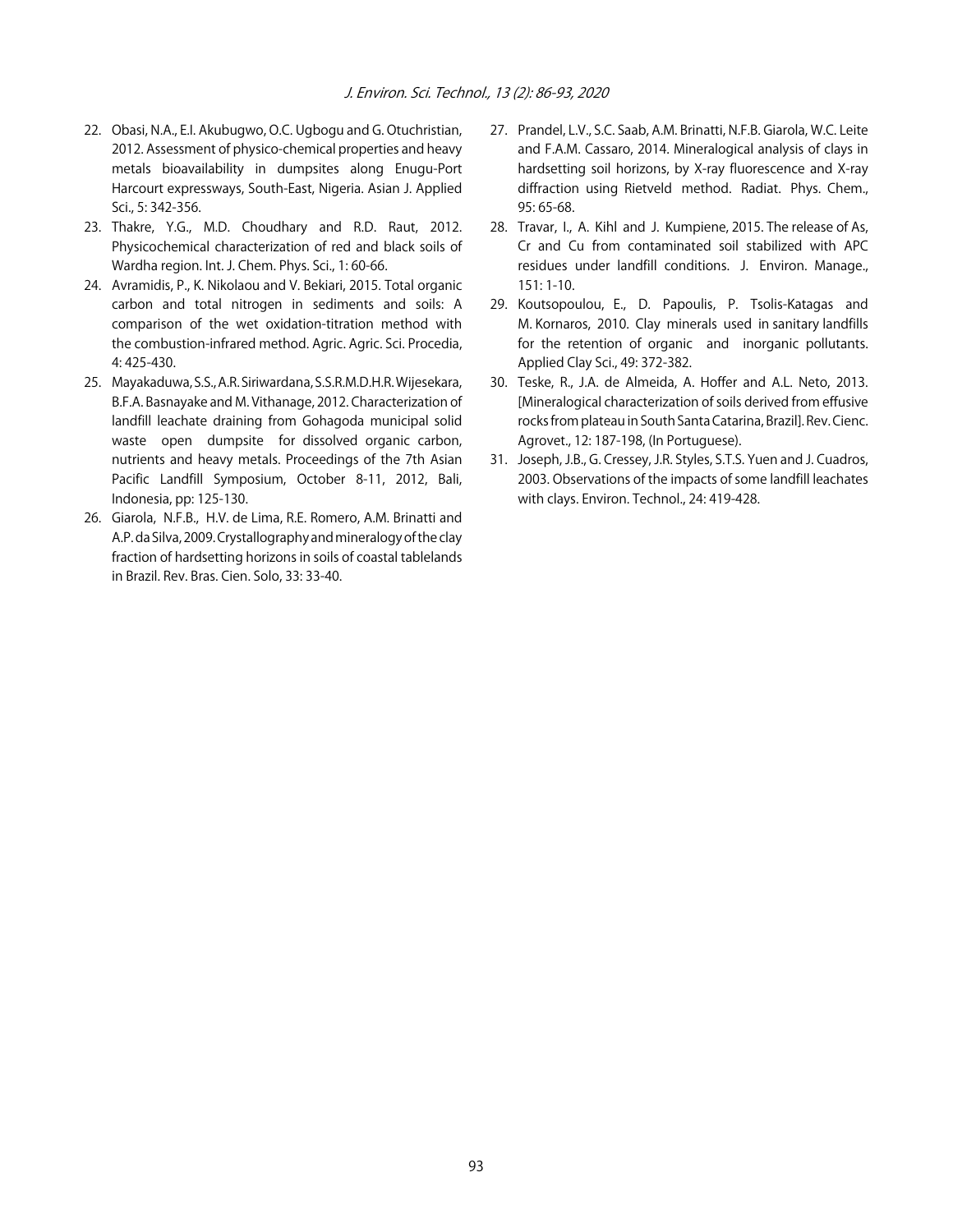22. Obasi, N.A., E.I. Akubugwo, O.C. Ugbogu and G. Otuchristian, 2012. Assessment of physico-chemical properties and heavy metals bioavailability in dumpsites along Enugu-Port Harcourt expressways, South-East, Nigeria. Asian J. Applied Sci., 5: 342-356.
23. Thakre, Y.G., M.D. Choudhary and R.D. Raut, 2012. Physicochemical characterization of red and black soils of Wardha region. Int. J. Chem. Phys. Sci., 1: 60-66.
24. Avramidis, P., K. Nikolaou and V. Bekiari, 2015. Total organic carbon and total nitrogen in sediments and soils: A comparison of the wet oxidation-titration method with the combustion-infrared method. Agric. Agric. Sci. Procedia, 4: 425-430.
25. Mayakaduwa, S.S., A.R. Siriwardana, S.S.R.M.D.H.R. Wijesekara, B.F.A. Basnayake and M. Vithanage, 2012. Characterization of landfill leachate draining from Gohagoda municipal solid waste open dumpsite for dissolved organic carbon, nutrients and heavy metals. Proceedings of the 7th Asian Pacific Landfill Symposium, October 8-11, 2012, Bali, Indonesia, pp: 125-130.
26. Giarola, N.F.B., H.V. de Lima, R.E. Romero, A.M. Brinatti and A.P. da Silva, 2009. Crystallography and mineralogy of the clay fraction of hardsetting horizons in soils of coastal tablelands in Brazil. Rev. Bras. Cien. Solo, 33: 33-40.
27. Prandel, L.V., S.C. Saab, A.M. Brinatti, N.F.B. Giarola, W.C. Leite and F.A.M. Cassaro, 2014. Mineralogical analysis of clays in hardsetting soil horizons, by X-ray fluorescence and X-ray diffraction using Rietveld method. Radiat. Phys. Chem., 95: 65-68.
28. Travar, I., A. Kihl and J. Kumpiene, 2015. The release of As, Cr and Cu from contaminated soil stabilized with APC residues under landfill conditions. J. Environ. Manage., 151: 1-10.
29. Koutsopoulou, E., D. Papoulis, P. Tsolis-Katagas and M. Kornaros, 2010. Clay minerals used in sanitary landfills for the retention of organic and inorganic pollutants. Applied Clay Sci., 49: 372-382.
30. Teske, R., J.A. de Almeida, A. Hoffer and A.L. Neto, 2013. [Mineralogical characterization of soils derived from effusive rocks from plateau in South Santa Catarina, Brazil]. Rev. Cienc. Agrovet., 12: 187-198, (In Portuguese).
31. Joseph, J.B., G. Cressey, J.R. Styles, S.T.S. Yuen and J. Cuadros, 2003. Observations of the impacts of some landfill leachates with clays. Environ. Technol., 24: 419-428.